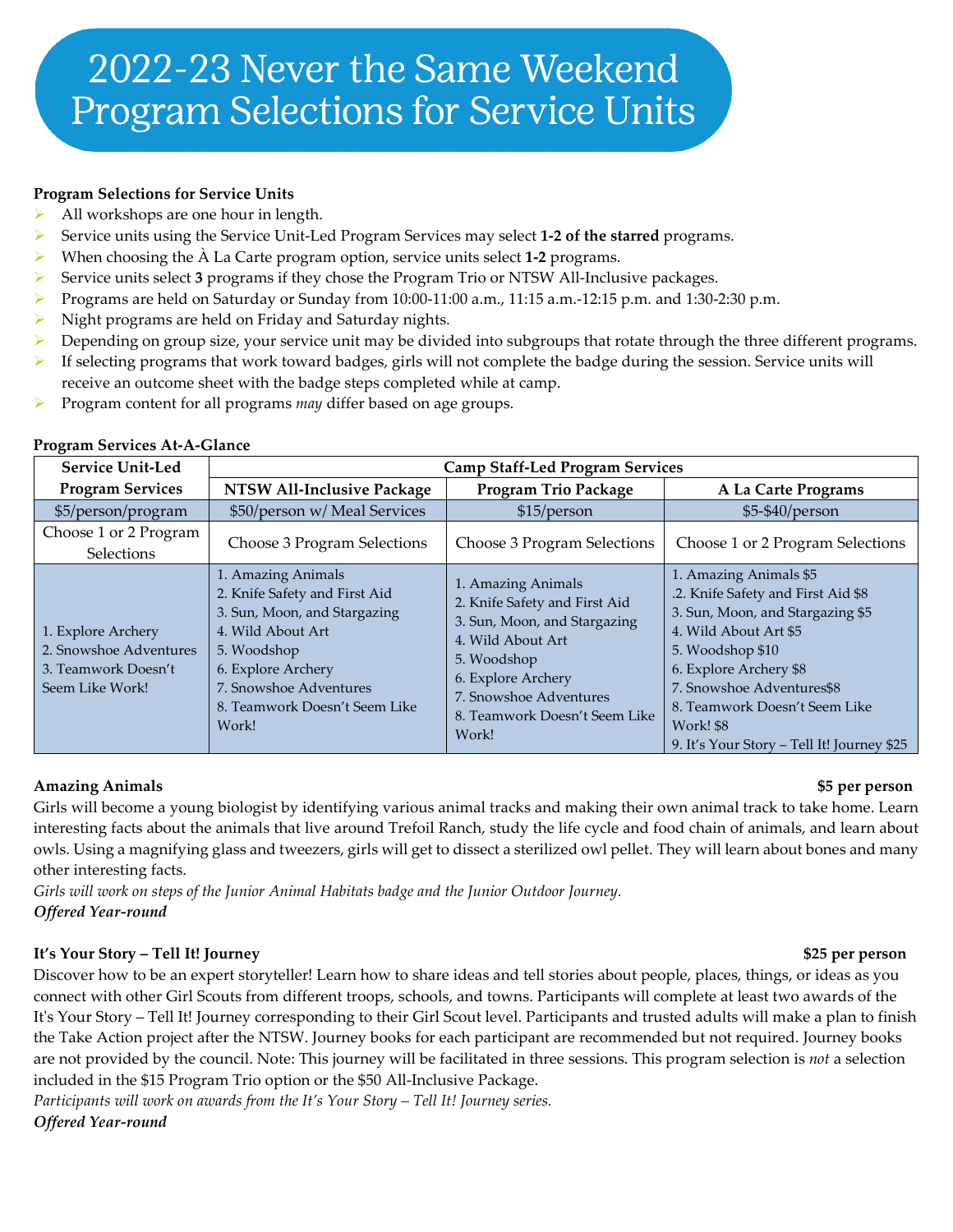# 2022-23 Never the Same Weekend Program Selections for Service Units

**Program Selections for Service Units**

- All workshops are one hour in length.
- Service units using the Service Unit-Led Program Services may select **1-2 of the starred** programs.
- When choosing the À La Carte program option, service units select **1-2** programs.
- Service units select **3** programs if they chose the Program Trio or NTSW All-Inclusive packages.
- Programs are held on Saturday or Sunday from 10:00-11:00 a.m., 11:15 a.m.-12:15 p.m. and 1:30-2:30 p.m.
- Night programs are held on Friday and Saturday nights.
- Depending on group size, your service unit may be divided into subgroups that rotate through the three different programs.
- If selecting programs that work toward badges, girls will not complete the badge during the session. Service units will receive an outcome sheet with the badge steps completed while at camp.
- Program content for all programs *may* differ based on age groups.

**Program Services At-A-Glance**

| Service Unit-Led Program Services | Camp Staff-Led Program Services | | |
|---|---|---|---|
| | NTSW All-Inclusive Package | Program Trio Package | A La Carte Programs |
| $5/person/program | $50/person w/ Meal Services | $15/person | $5-$40/person |
| Choose 1 or 2 Program Selections | Choose 3 Program Selections | Choose 3 Program Selections | Choose 1 or 2 Program Selections |
| 1. Explore Archery<br>2. Snowshoe Adventures<br>3. Teamwork Doesn't Seem Like Work! | 1. Amazing Animals<br>2. Knife Safety and First Aid<br>3. Sun, Moon, and Stargazing<br>4. Wild About Art<br>5. Woodshop<br>6. Explore Archery<br>7. Snowshoe Adventures<br>8. Teamwork Doesn't Seem Like Work! | 1. Amazing Animals<br>2. Knife Safety and First Aid<br>3. Sun, Moon, and Stargazing<br>4. Wild About Art<br>5. Woodshop<br>6. Explore Archery<br>7. Snowshoe Adventures<br>8. Teamwork Doesn't Seem Like Work! | 1. Amazing Animals $5<br>.2. Knife Safety and First Aid $8<br>3. Sun, Moon, and Stargazing $5<br>4. Wild About Art $5<br>5. Woodshop $10<br>6. Explore Archery $8<br>7. Snowshoe Adventures$8<br>8. Teamwork Doesn't Seem Like Work! $8<br>9. It's Your Story – Tell It! Journey $25 |

**Amazing Animals** **$5 per person**

Girls will become a young biologist by identifying various animal tracks and making their own animal track to take home. Learn interesting facts about the animals that live around Trefoil Ranch, study the life cycle and food chain of animals, and learn about owls. Using a magnifying glass and tweezers, girls will get to dissect a sterilized owl pellet. They will learn about bones and many other interesting facts.

*Girls will work on steps of the Junior Animal Habitats badge and the Junior Outdoor Journey.*

***Offered Year-round***

**It's Your Story – Tell It! Journey** **$25 per person**

Discover how to be an expert storyteller! Learn how to share ideas and tell stories about people, places, things, or ideas as you connect with other Girl Scouts from different troops, schools, and towns. Participants will complete at least two awards of the It's Your Story – Tell It! Journey corresponding to their Girl Scout level. Participants and trusted adults will make a plan to finish the Take Action project after the NTSW. Journey books for each participant are recommended but not required. Journey books are not provided by the council. Note: This journey will be facilitated in three sessions. This program selection is *not* a selection included in the $15 Program Trio option or the $50 All-Inclusive Package.

*Participants will work on awards from the It's Your Story – Tell It! Journey series.*

***Offered Year-round***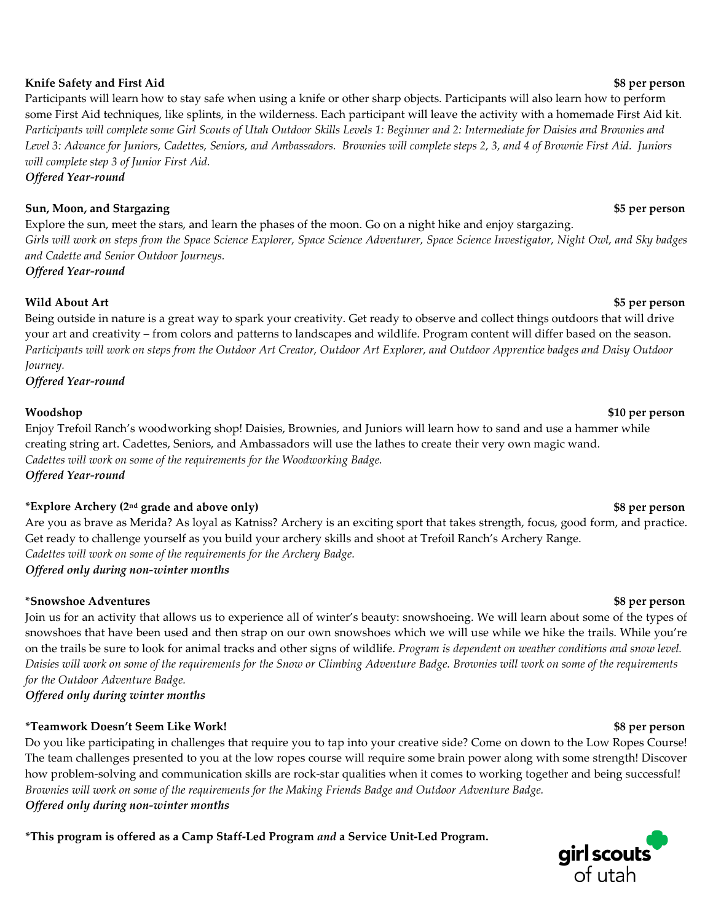**Knife Safety and First Aid** **$8 per person**

Participants will learn how to stay safe when using a knife or other sharp objects. Participants will also learn how to perform some First Aid techniques, like splints, in the wilderness. Each participant will leave the activity with a homemade First Aid kit. *Participants will complete some Girl Scouts of Utah Outdoor Skills Levels 1: Beginner and 2: Intermediate for Daisies and Brownies and Level 3: Advance for Juniors, Cadettes, Seniors, and Ambassadors. Brownies will complete steps 2, 3, and 4 of Brownie First Aid. Juniors will complete step 3 of Junior First Aid.*

***Offered Year-round***

**Sun, Moon, and Stargazing** **$5 per person**

Explore the sun, meet the stars, and learn the phases of the moon. Go on a night hike and enjoy stargazing.
*Girls will work on steps from the Space Science Explorer, Space Science Adventurer, Space Science Investigator, Night Owl, and Sky badges and Cadette and Senior Outdoor Journeys.*

***Offered Year-round***

**Wild About Art** **$5 per person**

Being outside in nature is a great way to spark your creativity. Get ready to observe and collect things outdoors that will drive your art and creativity – from colors and patterns to landscapes and wildlife. Program content will differ based on the season.
*Participants will work on steps from the Outdoor Art Creator, Outdoor Art Explorer, and Outdoor Apprentice badges and Daisy Outdoor Journey.*

***Offered Year-round***

**Woodshop** **$10 per person**

Enjoy Trefoil Ranch's woodworking shop! Daisies, Brownies, and Juniors will learn how to sand and use a hammer while creating string art. Cadettes, Seniors, and Ambassadors will use the lathes to create their very own magic wand.
*Cadettes will work on some of the requirements for the Woodworking Badge.*

***Offered Year-round***

**\*Explore Archery (2nd grade and above only)** **$8 per person**

Are you as brave as Merida? As loyal as Katniss? Archery is an exciting sport that takes strength, focus, good form, and practice. Get ready to challenge yourself as you build your archery skills and shoot at Trefoil Ranch's Archery Range.
*Cadettes will work on some of the requirements for the Archery Badge.*

***Offered only during non-winter months***

**\*Snowshoe Adventures** **$8 per person**

Join us for an activity that allows us to experience all of winter's beauty: snowshoeing. We will learn about some of the types of snowshoes that have been used and then strap on our own snowshoes which we will use while we hike the trails. While you're on the trails be sure to look for animal tracks and other signs of wildlife. *Program is dependent on weather conditions and snow level. Daisies will work on some of the requirements for the Snow or Climbing Adventure Badge. Brownies will work on some of the requirements for the Outdoor Adventure Badge.*

***Offered only during winter months***

**\*Teamwork Doesn't Seem Like Work!** **$8 per person**

Do you like participating in challenges that require you to tap into your creative side? Come on down to the Low Ropes Course! The team challenges presented to you at the low ropes course will require some brain power along with some strength! Discover how problem-solving and communication skills are rock-star qualities when it comes to working together and being successful!
*Brownies will work on some of the requirements for the Making Friends Badge and Outdoor Adventure Badge.*

***Offered only during non-winter months***

**\*This program is offered as a Camp Staff-Led Program *and* a Service Unit-Led Program.**

girl scouts of utah